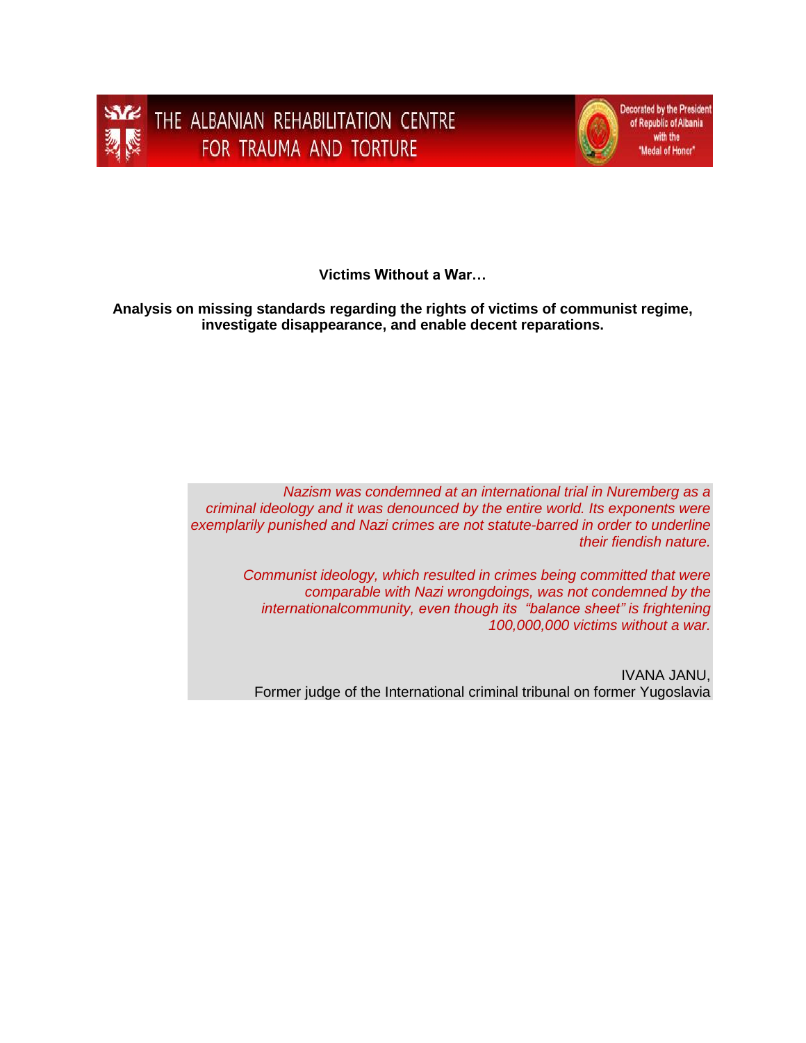THE ALBANIAN REHABILITATION CENTRE FOR TRAUMA AND TORTURE

Decorated by the President of Republic of Albania with the "Medal of Honor"

# Victims Without a War…

## Analysis on missing standards regarding the rights of victims of communist regime, investigate disappearance, and enable decent reparations.

> *Nazism was condemned at an international trial in Nuremberg as a criminal ideology and it was denounced by the entire world. Its exponents were exemplarily punished and Nazi crimes are not statute-barred in order to underline their fiendish nature.*
>
> *Communist ideology, which resulted in crimes being committed that were comparable with Nazi wrongdoings, was not condemned by the internationalcommunity, even though its "balance sheet" is frightening 100,000,000 victims without a war.*
>
> IVANA JANU,
> Former judge of the International criminal tribunal on former Yugoslavia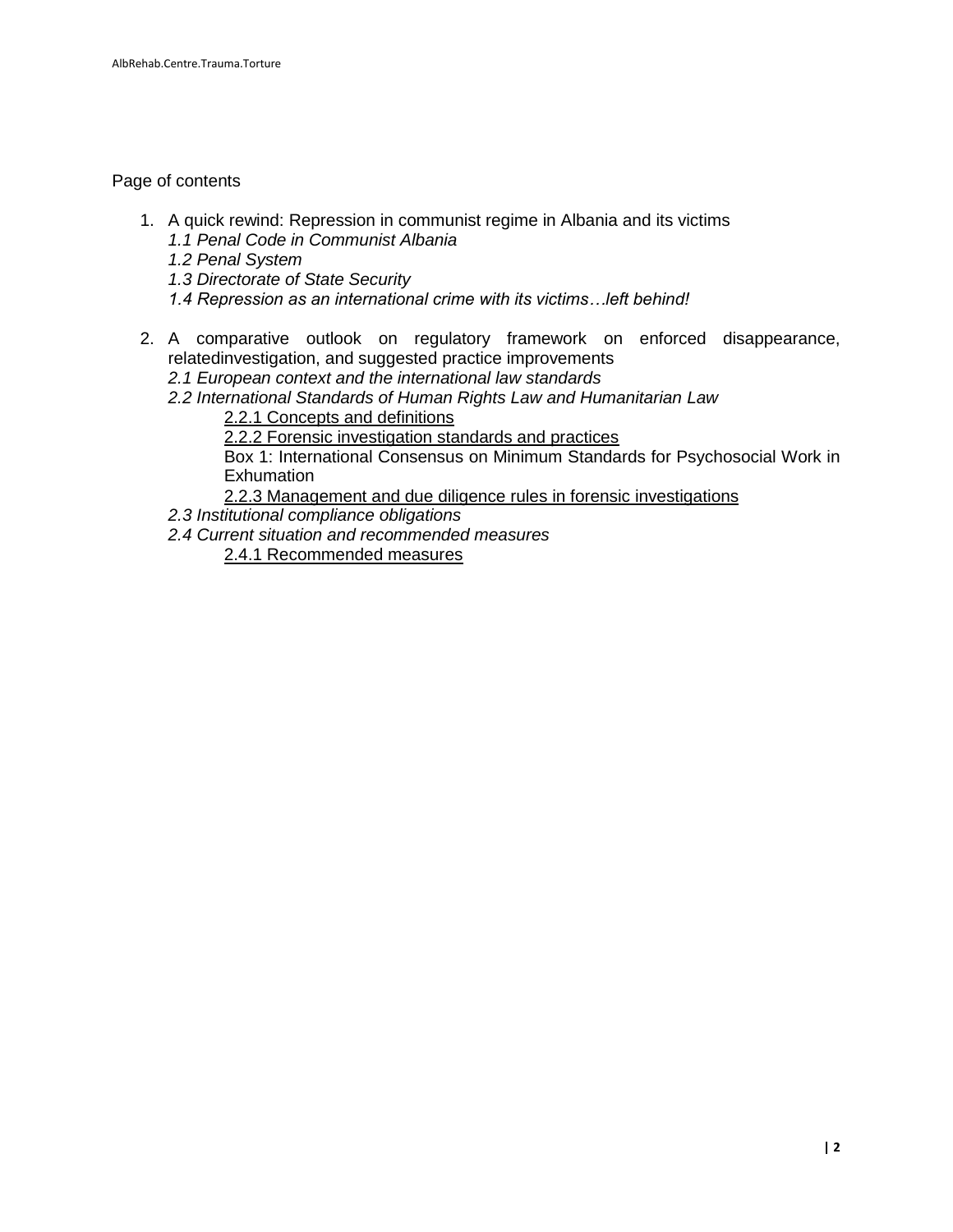Page of contents

1. A quick rewind: Repression in communist regime in Albania and its victims
   *1.1 Penal Code in Communist Albania*
   *1.2 Penal System*
   *1.3 Directorate of State Security*
   *1.4 Repression as an international crime with its victims…left behind!*

2. A comparative outlook on regulatory framework on enforced disappearance, relatedinvestigation, and suggested practice improvements
   *2.1 European context and the international law standards*
   *2.2 International Standards of Human Rights Law and Humanitarian Law*
      2.2.1 Concepts and definitions
      2.2.2 Forensic investigation standards and practices
      Box 1: International Consensus on Minimum Standards for Psychosocial Work in Exhumation
      2.2.3 Management and due diligence rules in forensic investigations
   *2.3 Institutional compliance obligations*
   *2.4 Current situation and recommended measures*
      2.4.1 Recommended measures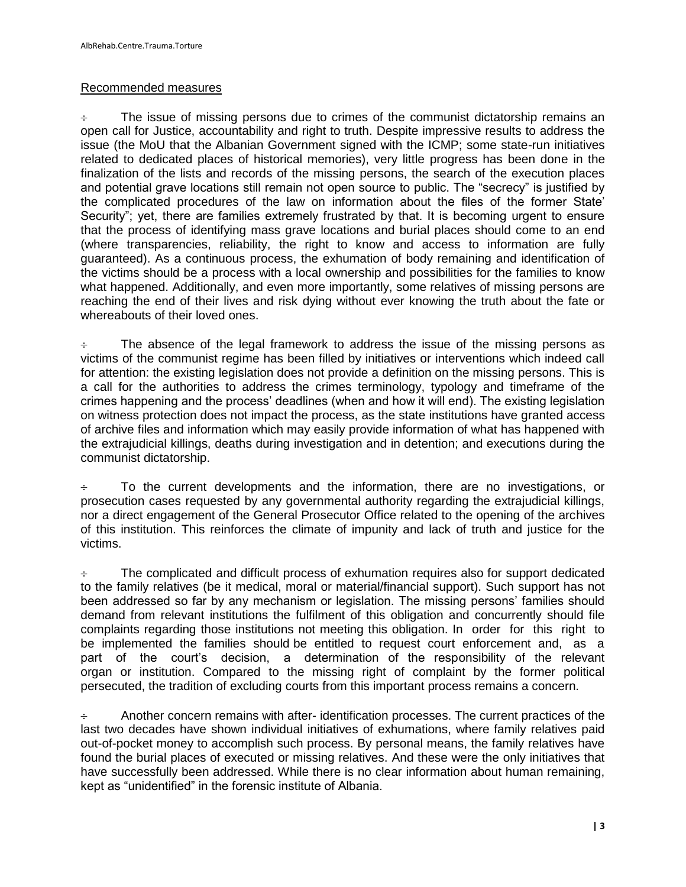## Recommended measures

÷ The issue of missing persons due to crimes of the communist dictatorship remains an open call for Justice, accountability and right to truth. Despite impressive results to address the issue (the MoU that the Albanian Government signed with the ICMP; some state-run initiatives related to dedicated places of historical memories), very little progress has been done in the finalization of the lists and records of the missing persons, the search of the execution places and potential grave locations still remain not open source to public. The "secrecy" is justified by the complicated procedures of the law on information about the files of the former State' Security"; yet, there are families extremely frustrated by that. It is becoming urgent to ensure that the process of identifying mass grave locations and burial places should come to an end (where transparencies, reliability, the right to know and access to information are fully guaranteed). As a continuous process, the exhumation of body remaining and identification of the victims should be a process with a local ownership and possibilities for the families to know what happened. Additionally, and even more importantly, some relatives of missing persons are reaching the end of their lives and risk dying without ever knowing the truth about the fate or whereabouts of their loved ones.

÷ The absence of the legal framework to address the issue of the missing persons as victims of the communist regime has been filled by initiatives or interventions which indeed call for attention: the existing legislation does not provide a definition on the missing persons. This is a call for the authorities to address the crimes terminology, typology and timeframe of the crimes happening and the process' deadlines (when and how it will end). The existing legislation on witness protection does not impact the process, as the state institutions have granted access of archive files and information which may easily provide information of what has happened with the extrajudicial killings, deaths during investigation and in detention; and executions during the communist dictatorship.

÷ To the current developments and the information, there are no investigations, or prosecution cases requested by any governmental authority regarding the extrajudicial killings, nor a direct engagement of the General Prosecutor Office related to the opening of the archives of this institution. This reinforces the climate of impunity and lack of truth and justice for the victims.

÷ The complicated and difficult process of exhumation requires also for support dedicated to the family relatives (be it medical, moral or material/financial support). Such support has not been addressed so far by any mechanism or legislation. The missing persons' families should demand from relevant institutions the fulfilment of this obligation and concurrently should file complaints regarding those institutions not meeting this obligation. In order for this right to be implemented the families should be entitled to request court enforcement and, as a part of the court's decision, a determination of the responsibility of the relevant organ or institution. Compared to the missing right of complaint by the former political persecuted, the tradition of excluding courts from this important process remains a concern.

÷ Another concern remains with after- identification processes. The current practices of the last two decades have shown individual initiatives of exhumations, where family relatives paid out-of-pocket money to accomplish such process. By personal means, the family relatives have found the burial places of executed or missing relatives. And these were the only initiatives that have successfully been addressed. While there is no clear information about human remaining, kept as "unidentified" in the forensic institute of Albania.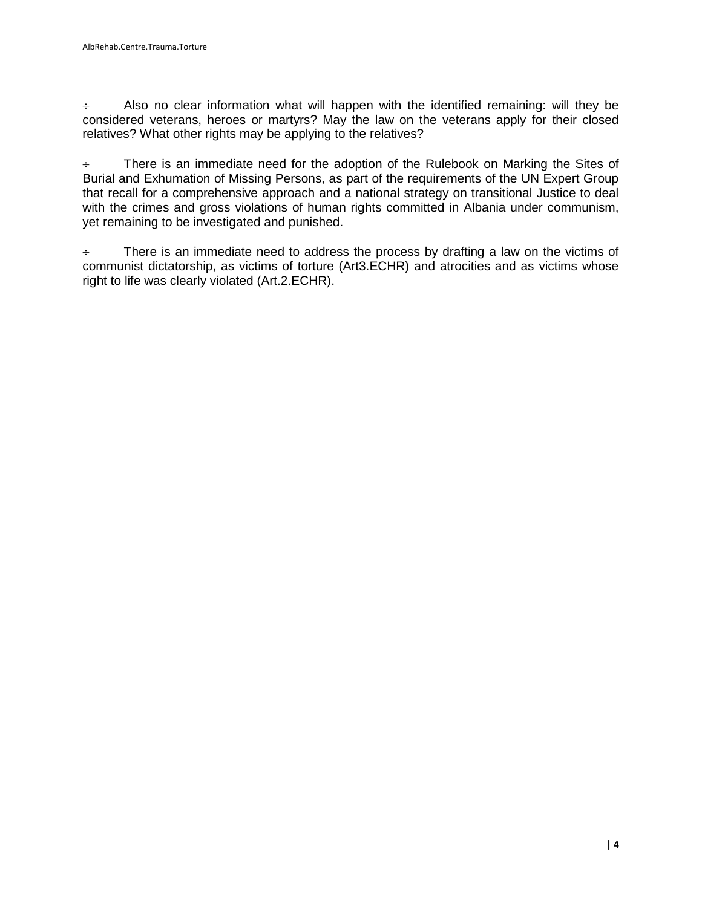- Also no clear information what will happen with the identified remaining: will they be considered veterans, heroes or martyrs? May the law on the veterans apply for their closed relatives? What other rights may be applying to the relatives?

- There is an immediate need for the adoption of the Rulebook on Marking the Sites of Burial and Exhumation of Missing Persons, as part of the requirements of the UN Expert Group that recall for a comprehensive approach and a national strategy on transitional Justice to deal with the crimes and gross violations of human rights committed in Albania under communism, yet remaining to be investigated and punished.

- There is an immediate need to address the process by drafting a law on the victims of communist dictatorship, as victims of torture (Art3.ECHR) and atrocities and as victims whose right to life was clearly violated (Art.2.ECHR).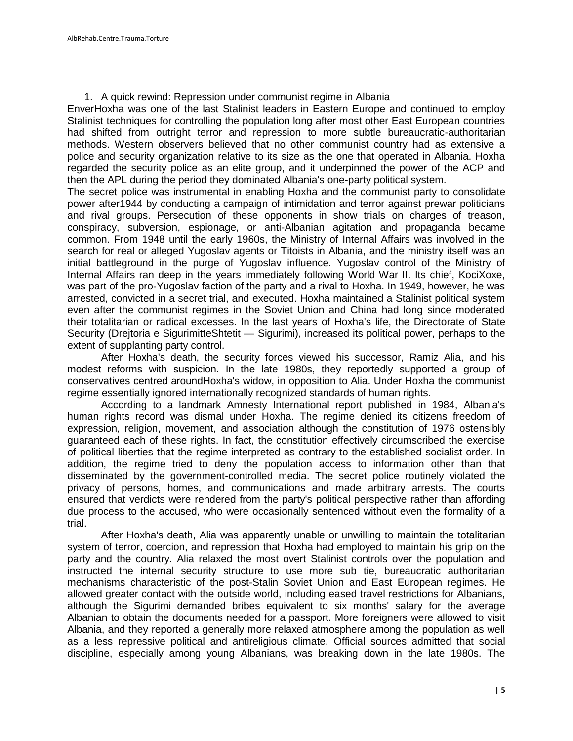## 1. A quick rewind: Repression under communist regime in Albania

EnverHoxha was one of the last Stalinist leaders in Eastern Europe and continued to employ Stalinist techniques for controlling the population long after most other East European countries had shifted from outright terror and repression to more subtle bureaucratic-authoritarian methods. Western observers believed that no other communist country had as extensive a police and security organization relative to its size as the one that operated in Albania. Hoxha regarded the security police as an elite group, and it underpinned the power of the ACP and then the APL during the period they dominated Albania's one-party political system.

The secret police was instrumental in enabling Hoxha and the communist party to consolidate power after1944 by conducting a campaign of intimidation and terror against prewar politicians and rival groups. Persecution of these opponents in show trials on charges of treason, conspiracy, subversion, espionage, or anti-Albanian agitation and propaganda became common. From 1948 until the early 1960s, the Ministry of Internal Affairs was involved in the search for real or alleged Yugoslav agents or Titoists in Albania, and the ministry itself was an initial battleground in the purge of Yugoslav influence. Yugoslav control of the Ministry of Internal Affairs ran deep in the years immediately following World War II. Its chief, KociXoxe, was part of the pro-Yugoslav faction of the party and a rival to Hoxha. In 1949, however, he was arrested, convicted in a secret trial, and executed. Hoxha maintained a Stalinist political system even after the communist regimes in the Soviet Union and China had long since moderated their totalitarian or radical excesses. In the last years of Hoxha's life, the Directorate of State Security (Drejtoria e SigurimitteShtetit — Sigurimi), increased its political power, perhaps to the extent of supplanting party control.

After Hoxha's death, the security forces viewed his successor, Ramiz Alia, and his modest reforms with suspicion. In the late 1980s, they reportedly supported a group of conservatives centred aroundHoxha's widow, in opposition to Alia. Under Hoxha the communist regime essentially ignored internationally recognized standards of human rights.

According to a landmark Amnesty International report published in 1984, Albania's human rights record was dismal under Hoxha. The regime denied its citizens freedom of expression, religion, movement, and association although the constitution of 1976 ostensibly guaranteed each of these rights. In fact, the constitution effectively circumscribed the exercise of political liberties that the regime interpreted as contrary to the established socialist order. In addition, the regime tried to deny the population access to information other than that disseminated by the government-controlled media. The secret police routinely violated the privacy of persons, homes, and communications and made arbitrary arrests. The courts ensured that verdicts were rendered from the party's political perspective rather than affording due process to the accused, who were occasionally sentenced without even the formality of a trial.

After Hoxha's death, Alia was apparently unable or unwilling to maintain the totalitarian system of terror, coercion, and repression that Hoxha had employed to maintain his grip on the party and the country. Alia relaxed the most overt Stalinist controls over the population and instructed the internal security structure to use more sub tie, bureaucratic authoritarian mechanisms characteristic of the post-Stalin Soviet Union and East European regimes. He allowed greater contact with the outside world, including eased travel restrictions for Albanians, although the Sigurimi demanded bribes equivalent to six months' salary for the average Albanian to obtain the documents needed for a passport. More foreigners were allowed to visit Albania, and they reported a generally more relaxed atmosphere among the population as well as a less repressive political and antireligious climate. Official sources admitted that social discipline, especially among young Albanians, was breaking down in the late 1980s. The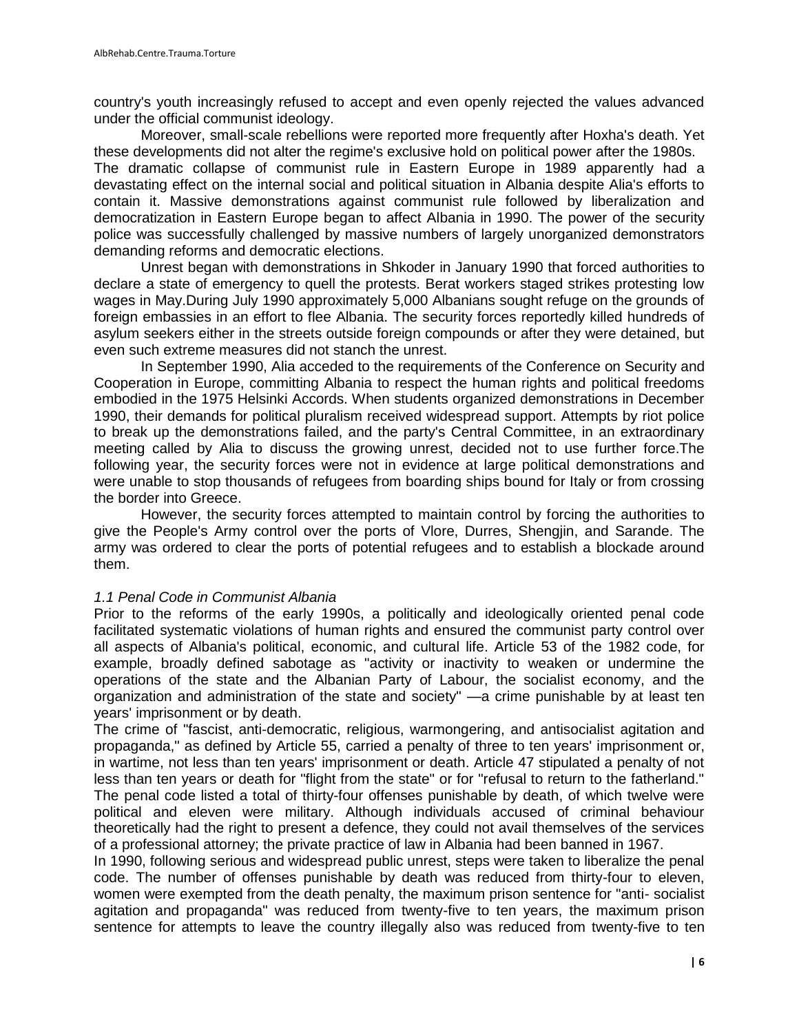country's youth increasingly refused to accept and even openly rejected the values advanced under the official communist ideology.

Moreover, small-scale rebellions were reported more frequently after Hoxha's death. Yet these developments did not alter the regime's exclusive hold on political power after the 1980s. The dramatic collapse of communist rule in Eastern Europe in 1989 apparently had a devastating effect on the internal social and political situation in Albania despite Alia's efforts to contain it. Massive demonstrations against communist rule followed by liberalization and democratization in Eastern Europe began to affect Albania in 1990. The power of the security police was successfully challenged by massive numbers of largely unorganized demonstrators demanding reforms and democratic elections.

Unrest began with demonstrations in Shkoder in January 1990 that forced authorities to declare a state of emergency to quell the protests. Berat workers staged strikes protesting low wages in May.During July 1990 approximately 5,000 Albanians sought refuge on the grounds of foreign embassies in an effort to flee Albania. The security forces reportedly killed hundreds of asylum seekers either in the streets outside foreign compounds or after they were detained, but even such extreme measures did not stanch the unrest.

In September 1990, Alia acceded to the requirements of the Conference on Security and Cooperation in Europe, committing Albania to respect the human rights and political freedoms embodied in the 1975 Helsinki Accords. When students organized demonstrations in December 1990, their demands for political pluralism received widespread support. Attempts by riot police to break up the demonstrations failed, and the party's Central Committee, in an extraordinary meeting called by Alia to discuss the growing unrest, decided not to use further force.The following year, the security forces were not in evidence at large political demonstrations and were unable to stop thousands of refugees from boarding ships bound for Italy or from crossing the border into Greece.

However, the security forces attempted to maintain control by forcing the authorities to give the People's Army control over the ports of Vlore, Durres, Shengjin, and Sarande. The army was ordered to clear the ports of potential refugees and to establish a blockade around them.

### *1.1 Penal Code in Communist Albania*

Prior to the reforms of the early 1990s, a politically and ideologically oriented penal code facilitated systematic violations of human rights and ensured the communist party control over all aspects of Albania's political, economic, and cultural life. Article 53 of the 1982 code, for example, broadly defined sabotage as "activity or inactivity to weaken or undermine the operations of the state and the Albanian Party of Labour, the socialist economy, and the organization and administration of the state and society" —a crime punishable by at least ten years' imprisonment or by death.

The crime of "fascist, anti-democratic, religious, warmongering, and antisocialist agitation and propaganda," as defined by Article 55, carried a penalty of three to ten years' imprisonment or, in wartime, not less than ten years' imprisonment or death. Article 47 stipulated a penalty of not less than ten years or death for "flight from the state" or for "refusal to return to the fatherland." The penal code listed a total of thirty-four offenses punishable by death, of which twelve were political and eleven were military. Although individuals accused of criminal behaviour theoretically had the right to present a defence, they could not avail themselves of the services of a professional attorney; the private practice of law in Albania had been banned in 1967.

In 1990, following serious and widespread public unrest, steps were taken to liberalize the penal code. The number of offenses punishable by death was reduced from thirty-four to eleven, women were exempted from the death penalty, the maximum prison sentence for "anti- socialist agitation and propaganda" was reduced from twenty-five to ten years, the maximum prison sentence for attempts to leave the country illegally also was reduced from twenty-five to ten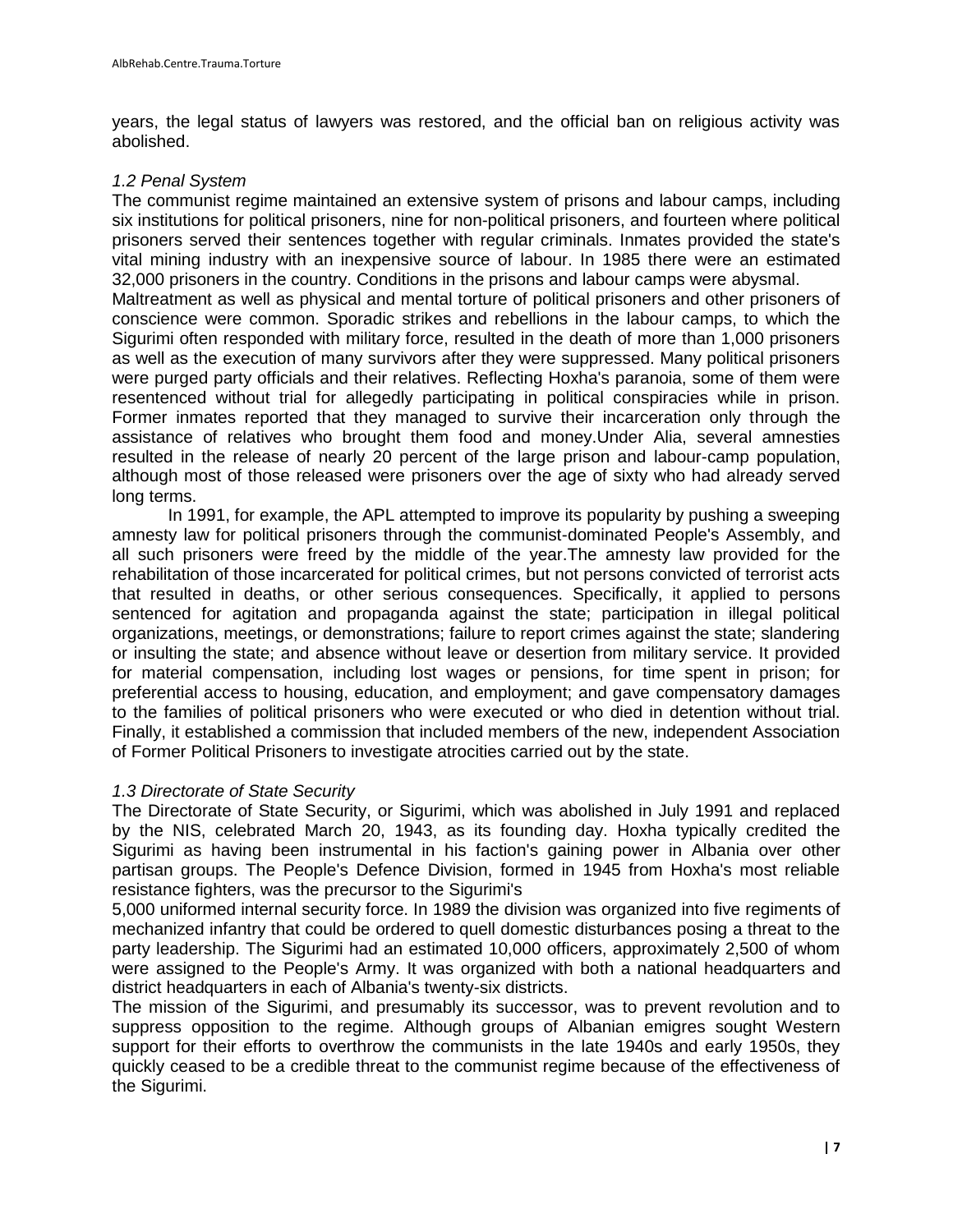years, the legal status of lawyers was restored, and the official ban on religious activity was abolished.

*1.2 Penal System*

The communist regime maintained an extensive system of prisons and labour camps, including six institutions for political prisoners, nine for non-political prisoners, and fourteen where political prisoners served their sentences together with regular criminals. Inmates provided the state's vital mining industry with an inexpensive source of labour. In 1985 there were an estimated 32,000 prisoners in the country. Conditions in the prisons and labour camps were abysmal.

Maltreatment as well as physical and mental torture of political prisoners and other prisoners of conscience were common. Sporadic strikes and rebellions in the labour camps, to which the Sigurimi often responded with military force, resulted in the death of more than 1,000 prisoners as well as the execution of many survivors after they were suppressed. Many political prisoners were purged party officials and their relatives. Reflecting Hoxha's paranoia, some of them were resentenced without trial for allegedly participating in political conspiracies while in prison. Former inmates reported that they managed to survive their incarceration only through the assistance of relatives who brought them food and money.Under Alia, several amnesties resulted in the release of nearly 20 percent of the large prison and labour-camp population, although most of those released were prisoners over the age of sixty who had already served long terms.

In 1991, for example, the APL attempted to improve its popularity by pushing a sweeping amnesty law for political prisoners through the communist-dominated People's Assembly, and all such prisoners were freed by the middle of the year.The amnesty law provided for the rehabilitation of those incarcerated for political crimes, but not persons convicted of terrorist acts that resulted in deaths, or other serious consequences. Specifically, it applied to persons sentenced for agitation and propaganda against the state; participation in illegal political organizations, meetings, or demonstrations; failure to report crimes against the state; slandering or insulting the state; and absence without leave or desertion from military service. It provided for material compensation, including lost wages or pensions, for time spent in prison; for preferential access to housing, education, and employment; and gave compensatory damages to the families of political prisoners who were executed or who died in detention without trial. Finally, it established a commission that included members of the new, independent Association of Former Political Prisoners to investigate atrocities carried out by the state.

*1.3 Directorate of State Security*

The Directorate of State Security, or Sigurimi, which was abolished in July 1991 and replaced by the NIS, celebrated March 20, 1943, as its founding day. Hoxha typically credited the Sigurimi as having been instrumental in his faction's gaining power in Albania over other partisan groups. The People's Defence Division, formed in 1945 from Hoxha's most reliable resistance fighters, was the precursor to the Sigurimi's 5,000 uniformed internal security force. In 1989 the division was organized into five regiments of mechanized infantry that could be ordered to quell domestic disturbances posing a threat to the party leadership. The Sigurimi had an estimated 10,000 officers, approximately 2,500 of whom were assigned to the People's Army. It was organized with both a national headquarters and district headquarters in each of Albania's twenty-six districts.

The mission of the Sigurimi, and presumably its successor, was to prevent revolution and to suppress opposition to the regime. Although groups of Albanian emigres sought Western support for their efforts to overthrow the communists in the late 1940s and early 1950s, they quickly ceased to be a credible threat to the communist regime because of the effectiveness of the Sigurimi.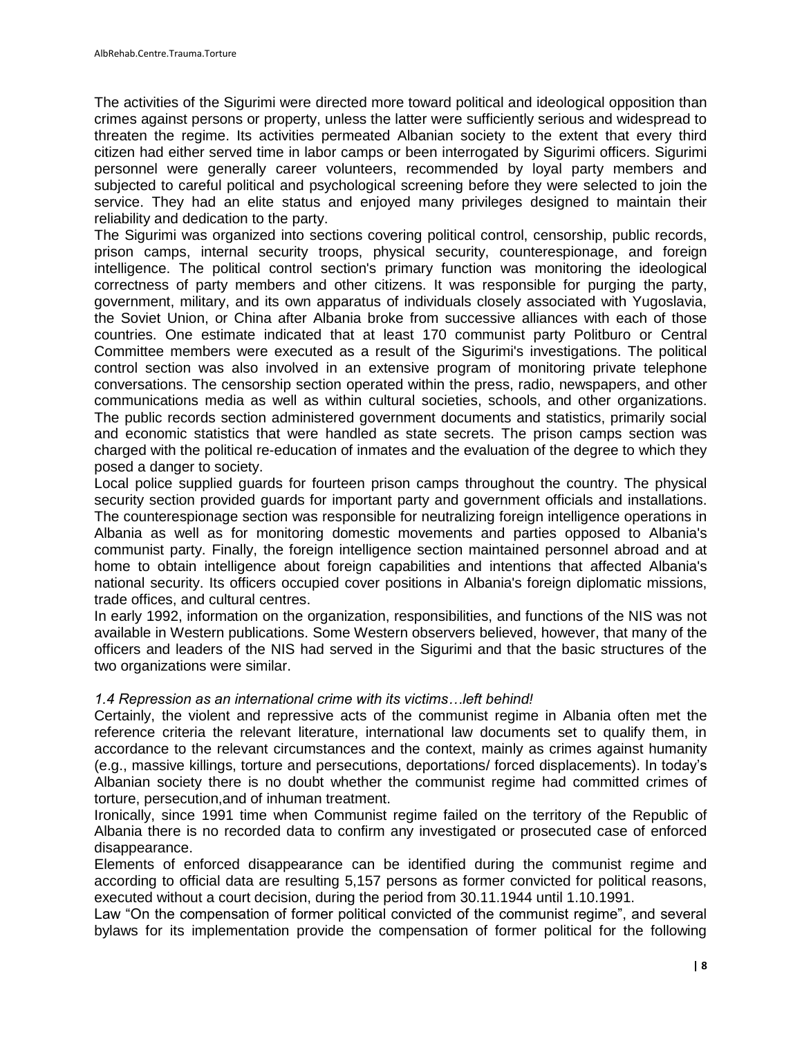The activities of the Sigurimi were directed more toward political and ideological opposition than crimes against persons or property, unless the latter were sufficiently serious and widespread to threaten the regime. Its activities permeated Albanian society to the extent that every third citizen had either served time in labor camps or been interrogated by Sigurimi officers. Sigurimi personnel were generally career volunteers, recommended by loyal party members and subjected to careful political and psychological screening before they were selected to join the service. They had an elite status and enjoyed many privileges designed to maintain their reliability and dedication to the party.

The Sigurimi was organized into sections covering political control, censorship, public records, prison camps, internal security troops, physical security, counterespionage, and foreign intelligence. The political control section's primary function was monitoring the ideological correctness of party members and other citizens. It was responsible for purging the party, government, military, and its own apparatus of individuals closely associated with Yugoslavia, the Soviet Union, or China after Albania broke from successive alliances with each of those countries. One estimate indicated that at least 170 communist party Politburo or Central Committee members were executed as a result of the Sigurimi's investigations. The political control section was also involved in an extensive program of monitoring private telephone conversations. The censorship section operated within the press, radio, newspapers, and other communications media as well as within cultural societies, schools, and other organizations. The public records section administered government documents and statistics, primarily social and economic statistics that were handled as state secrets. The prison camps section was charged with the political re-education of inmates and the evaluation of the degree to which they posed a danger to society.

Local police supplied guards for fourteen prison camps throughout the country. The physical security section provided guards for important party and government officials and installations. The counterespionage section was responsible for neutralizing foreign intelligence operations in Albania as well as for monitoring domestic movements and parties opposed to Albania's communist party. Finally, the foreign intelligence section maintained personnel abroad and at home to obtain intelligence about foreign capabilities and intentions that affected Albania's national security. Its officers occupied cover positions in Albania's foreign diplomatic missions, trade offices, and cultural centres.

In early 1992, information on the organization, responsibilities, and functions of the NIS was not available in Western publications. Some Western observers believed, however, that many of the officers and leaders of the NIS had served in the Sigurimi and that the basic structures of the two organizations were similar.

### *1.4 Repression as an international crime with its victims…left behind!*

Certainly, the violent and repressive acts of the communist regime in Albania often met the reference criteria the relevant literature, international law documents set to qualify them, in accordance to the relevant circumstances and the context, mainly as crimes against humanity (e.g., massive killings, torture and persecutions, deportations/ forced displacements). In today's Albanian society there is no doubt whether the communist regime had committed crimes of torture, persecution,and of inhuman treatment.

Ironically, since 1991 time when Communist regime failed on the territory of the Republic of Albania there is no recorded data to confirm any investigated or prosecuted case of enforced disappearance.

Elements of enforced disappearance can be identified during the communist regime and according to official data are resulting 5,157 persons as former convicted for political reasons, executed without a court decision, during the period from 30.11.1944 until 1.10.1991.

Law "On the compensation of former political convicted of the communist regime", and several bylaws for its implementation provide the compensation of former political for the following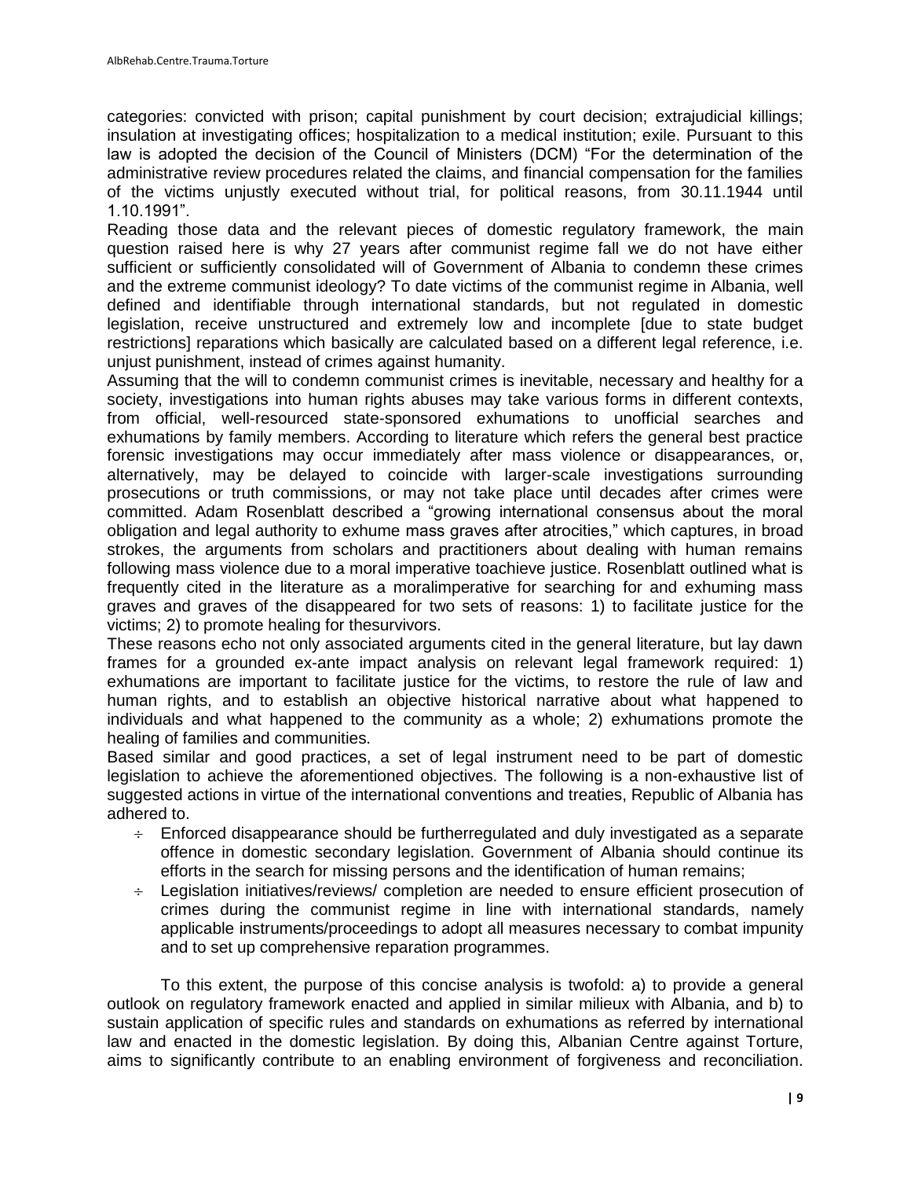categories: convicted with prison; capital punishment by court decision; extrajudicial killings; insulation at investigating offices; hospitalization to a medical institution; exile. Pursuant to this law is adopted the decision of the Council of Ministers (DCM) "For the determination of the administrative review procedures related the claims, and financial compensation for the families of the victims unjustly executed without trial, for political reasons, from 30.11.1944 until 1.10.1991".

Reading those data and the relevant pieces of domestic regulatory framework, the main question raised here is why 27 years after communist regime fall we do not have either sufficient or sufficiently consolidated will of Government of Albania to condemn these crimes and the extreme communist ideology? To date victims of the communist regime in Albania, well defined and identifiable through international standards, but not regulated in domestic legislation, receive unstructured and extremely low and incomplete [due to state budget restrictions] reparations which basically are calculated based on a different legal reference, i.e. unjust punishment, instead of crimes against humanity.

Assuming that the will to condemn communist crimes is inevitable, necessary and healthy for a society, investigations into human rights abuses may take various forms in different contexts, from official, well-resourced state-sponsored exhumations to unofficial searches and exhumations by family members. According to literature which refers the general best practice forensic investigations may occur immediately after mass violence or disappearances, or, alternatively, may be delayed to coincide with larger-scale investigations surrounding prosecutions or truth commissions, or may not take place until decades after crimes were committed. Adam Rosenblatt described a "growing international consensus about the moral obligation and legal authority to exhume mass graves after atrocities," which captures, in broad strokes, the arguments from scholars and practitioners about dealing with human remains following mass violence due to a moral imperative toachieve justice. Rosenblatt outlined what is frequently cited in the literature as a moralimperative for searching for and exhuming mass graves and graves of the disappeared for two sets of reasons: 1) to facilitate justice for the victims; 2) to promote healing for thesurvivors.

These reasons echo not only associated arguments cited in the general literature, but lay dawn frames for a grounded ex-ante impact analysis on relevant legal framework required: 1) exhumations are important to facilitate justice for the victims, to restore the rule of law and human rights, and to establish an objective historical narrative about what happened to individuals and what happened to the community as a whole; 2) exhumations promote the healing of families and communities.

Based similar and good practices, a set of legal instrument need to be part of domestic legislation to achieve the aforementioned objectives. The following is a non-exhaustive list of suggested actions in virtue of the international conventions and treaties, Republic of Albania has adhered to.

- Enforced disappearance should be furtherregulated and duly investigated as a separate offence in domestic secondary legislation. Government of Albania should continue its efforts in the search for missing persons and the identification of human remains;
- Legislation initiatives/reviews/ completion are needed to ensure efficient prosecution of crimes during the communist regime in line with international standards, namely applicable instruments/proceedings to adopt all measures necessary to combat impunity and to set up comprehensive reparation programmes.

To this extent, the purpose of this concise analysis is twofold: a) to provide a general outlook on regulatory framework enacted and applied in similar milieux with Albania, and b) to sustain application of specific rules and standards on exhumations as referred by international law and enacted in the domestic legislation. By doing this, Albanian Centre against Torture, aims to significantly contribute to an enabling environment of forgiveness and reconciliation.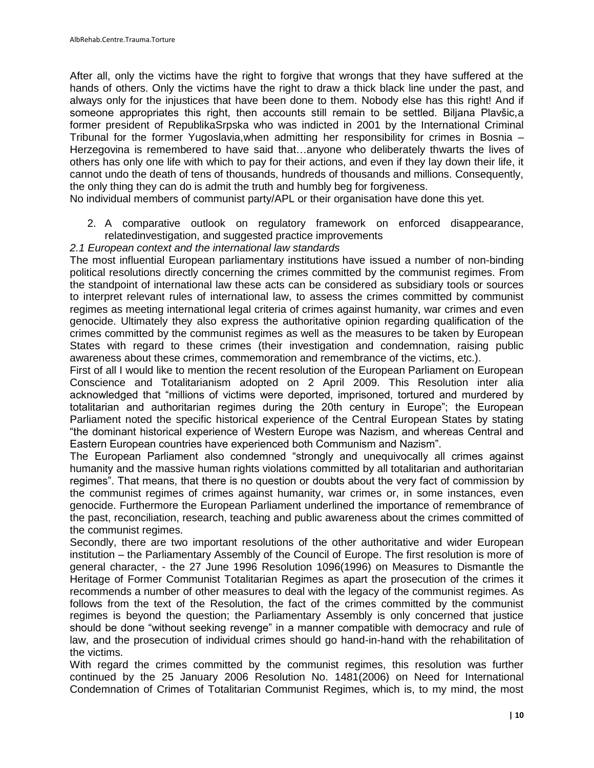After all, only the victims have the right to forgive that wrongs that they have suffered at the hands of others. Only the victims have the right to draw a thick black line under the past, and always only for the injustices that have been done to them. Nobody else has this right! And if someone appropriates this right, then accounts still remain to be settled. Biljana Plavšic,a former president of RepublikaSrpska who was indicted in 2001 by the International Criminal Tribunal for the former Yugoslavia,when admitting her responsibility for crimes in Bosnia – Herzegovina is remembered to have said that…anyone who deliberately thwarts the lives of others has only one life with which to pay for their actions, and even if they lay down their life, it cannot undo the death of tens of thousands, hundreds of thousands and millions. Consequently, the only thing they can do is admit the truth and humbly beg for forgiveness.

No individual members of communist party/APL or their organisation have done this yet.

2. A comparative outlook on regulatory framework on enforced disappearance, relatedinvestigation, and suggested practice improvements

*2.1 European context and the international law standards*

The most influential European parliamentary institutions have issued a number of non-binding political resolutions directly concerning the crimes committed by the communist regimes. From the standpoint of international law these acts can be considered as subsidiary tools or sources to interpret relevant rules of international law, to assess the crimes committed by communist regimes as meeting international legal criteria of crimes against humanity, war crimes and even genocide. Ultimately they also express the authoritative opinion regarding qualification of the crimes committed by the communist regimes as well as the measures to be taken by European States with regard to these crimes (their investigation and condemnation, raising public awareness about these crimes, commemoration and remembrance of the victims, etc.).

First of all I would like to mention the recent resolution of the European Parliament on European Conscience and Totalitarianism adopted on 2 April 2009. This Resolution inter alia acknowledged that “millions of victims were deported, imprisoned, tortured and murdered by totalitarian and authoritarian regimes during the 20th century in Europe”; the European Parliament noted the specific historical experience of the Central European States by stating “the dominant historical experience of Western Europe was Nazism, and whereas Central and Eastern European countries have experienced both Communism and Nazism”.

The European Parliament also condemned “strongly and unequivocally all crimes against humanity and the massive human rights violations committed by all totalitarian and authoritarian regimes”. That means, that there is no question or doubts about the very fact of commission by the communist regimes of crimes against humanity, war crimes or, in some instances, even genocide. Furthermore the European Parliament underlined the importance of remembrance of the past, reconciliation, research, teaching and public awareness about the crimes committed of the communist regimes.

Secondly, there are two important resolutions of the other authoritative and wider European institution – the Parliamentary Assembly of the Council of Europe. The first resolution is more of general character, - the 27 June 1996 Resolution 1096(1996) on Measures to Dismantle the Heritage of Former Communist Totalitarian Regimes as apart the prosecution of the crimes it recommends a number of other measures to deal with the legacy of the communist regimes. As follows from the text of the Resolution, the fact of the crimes committed by the communist regimes is beyond the question; the Parliamentary Assembly is only concerned that justice should be done “without seeking revenge” in a manner compatible with democracy and rule of law, and the prosecution of individual crimes should go hand-in-hand with the rehabilitation of the victims.

With regard the crimes committed by the communist regimes, this resolution was further continued by the 25 January 2006 Resolution No. 1481(2006) on Need for International Condemnation of Crimes of Totalitarian Communist Regimes, which is, to my mind, the most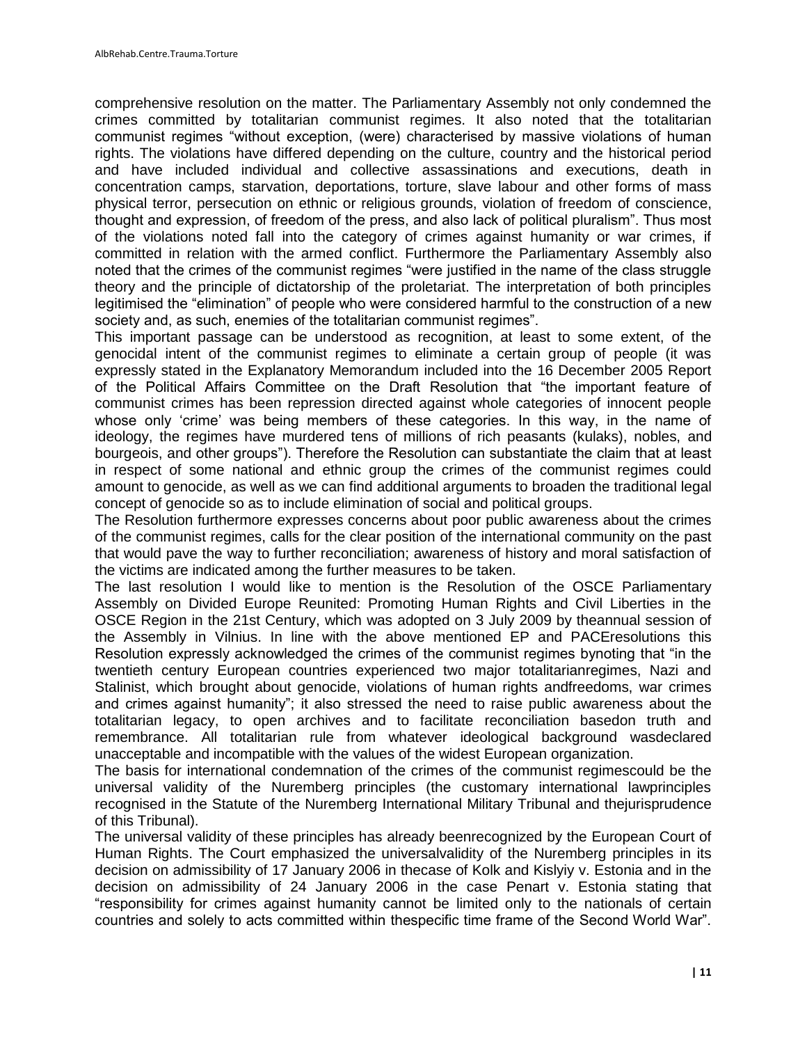comprehensive resolution on the matter. The Parliamentary Assembly not only condemned the crimes committed by totalitarian communist regimes. It also noted that the totalitarian communist regimes "without exception, (were) characterised by massive violations of human rights. The violations have differed depending on the culture, country and the historical period and have included individual and collective assassinations and executions, death in concentration camps, starvation, deportations, torture, slave labour and other forms of mass physical terror, persecution on ethnic or religious grounds, violation of freedom of conscience, thought and expression, of freedom of the press, and also lack of political pluralism". Thus most of the violations noted fall into the category of crimes against humanity or war crimes, if committed in relation with the armed conflict. Furthermore the Parliamentary Assembly also noted that the crimes of the communist regimes "were justified in the name of the class struggle theory and the principle of dictatorship of the proletariat. The interpretation of both principles legitimised the "elimination" of people who were considered harmful to the construction of a new society and, as such, enemies of the totalitarian communist regimes".

This important passage can be understood as recognition, at least to some extent, of the genocidal intent of the communist regimes to eliminate a certain group of people (it was expressly stated in the Explanatory Memorandum included into the 16 December 2005 Report of the Political Affairs Committee on the Draft Resolution that "the important feature of communist crimes has been repression directed against whole categories of innocent people whose only 'crime' was being members of these categories. In this way, in the name of ideology, the regimes have murdered tens of millions of rich peasants (kulaks), nobles, and bourgeois, and other groups"). Therefore the Resolution can substantiate the claim that at least in respect of some national and ethnic group the crimes of the communist regimes could amount to genocide, as well as we can find additional arguments to broaden the traditional legal concept of genocide so as to include elimination of social and political groups.

The Resolution furthermore expresses concerns about poor public awareness about the crimes of the communist regimes, calls for the clear position of the international community on the past that would pave the way to further reconciliation; awareness of history and moral satisfaction of the victims are indicated among the further measures to be taken.

The last resolution I would like to mention is the Resolution of the OSCE Parliamentary Assembly on Divided Europe Reunited: Promoting Human Rights and Civil Liberties in the OSCE Region in the 21st Century, which was adopted on 3 July 2009 by theannual session of the Assembly in Vilnius. In line with the above mentioned EP and PACEresolutions this Resolution expressly acknowledged the crimes of the communist regimes bynoting that "in the twentieth century European countries experienced two major totalitarianregimes, Nazi and Stalinist, which brought about genocide, violations of human rights andfreedoms, war crimes and crimes against humanity"; it also stressed the need to raise public awareness about the totalitarian legacy, to open archives and to facilitate reconciliation basedon truth and remembrance. All totalitarian rule from whatever ideological background wasdeclared unacceptable and incompatible with the values of the widest European organization.

The basis for international condemnation of the crimes of the communist regimescould be the universal validity of the Nuremberg principles (the customary international lawprinciples recognised in the Statute of the Nuremberg International Military Tribunal and thejurisprudence of this Tribunal).

The universal validity of these principles has already beenrecognized by the European Court of Human Rights. The Court emphasized the universalvalidity of the Nuremberg principles in its decision on admissibility of 17 January 2006 in thecase of Kolk and Kislyiy v. Estonia and in the decision on admissibility of 24 January 2006 in the case Penart v. Estonia stating that "responsibility for crimes against humanity cannot be limited only to the nationals of certain countries and solely to acts committed within thespecific time frame of the Second World War".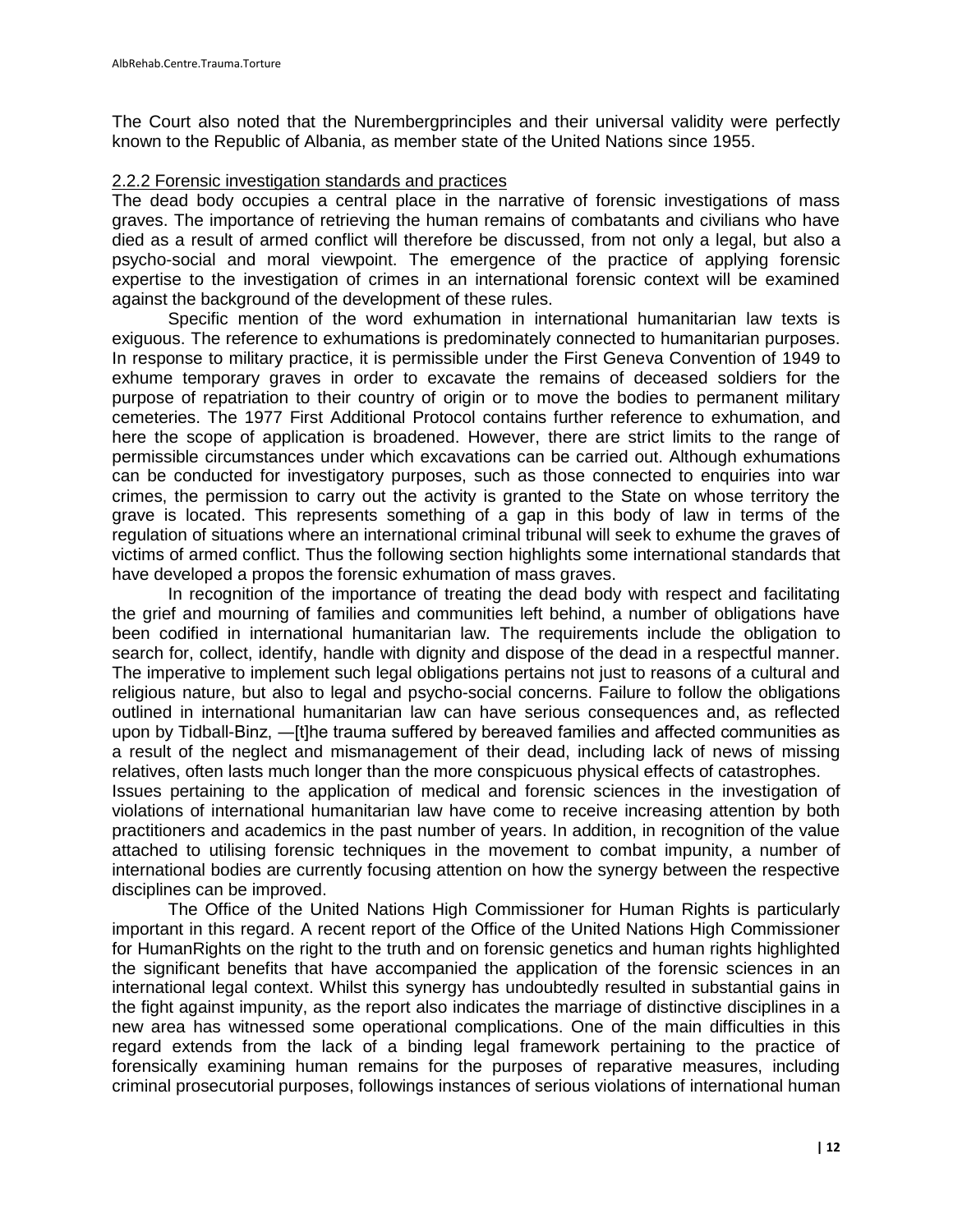The Court also noted that the Nurembergprinciples and their universal validity were perfectly known to the Republic of Albania, as member state of the United Nations since 1955.

### 2.2.2 Forensic investigation standards and practices

The dead body occupies a central place in the narrative of forensic investigations of mass graves. The importance of retrieving the human remains of combatants and civilians who have died as a result of armed conflict will therefore be discussed, from not only a legal, but also a psycho-social and moral viewpoint. The emergence of the practice of applying forensic expertise to the investigation of crimes in an international forensic context will be examined against the background of the development of these rules.

Specific mention of the word exhumation in international humanitarian law texts is exiguous. The reference to exhumations is predominately connected to humanitarian purposes. In response to military practice, it is permissible under the First Geneva Convention of 1949 to exhume temporary graves in order to excavate the remains of deceased soldiers for the purpose of repatriation to their country of origin or to move the bodies to permanent military cemeteries. The 1977 First Additional Protocol contains further reference to exhumation, and here the scope of application is broadened. However, there are strict limits to the range of permissible circumstances under which excavations can be carried out. Although exhumations can be conducted for investigatory purposes, such as those connected to enquiries into war crimes, the permission to carry out the activity is granted to the State on whose territory the grave is located. This represents something of a gap in this body of law in terms of the regulation of situations where an international criminal tribunal will seek to exhume the graves of victims of armed conflict. Thus the following section highlights some international standards that have developed a propos the forensic exhumation of mass graves.

In recognition of the importance of treating the dead body with respect and facilitating the grief and mourning of families and communities left behind, a number of obligations have been codified in international humanitarian law. The requirements include the obligation to search for, collect, identify, handle with dignity and dispose of the dead in a respectful manner. The imperative to implement such legal obligations pertains not just to reasons of a cultural and religious nature, but also to legal and psycho-social concerns. Failure to follow the obligations outlined in international humanitarian law can have serious consequences and, as reflected upon by Tidball-Binz, —[t]he trauma suffered by bereaved families and affected communities as a result of the neglect and mismanagement of their dead, including lack of news of missing relatives, often lasts much longer than the more conspicuous physical effects of catastrophes.

Issues pertaining to the application of medical and forensic sciences in the investigation of violations of international humanitarian law have come to receive increasing attention by both practitioners and academics in the past number of years. In addition, in recognition of the value attached to utilising forensic techniques in the movement to combat impunity, a number of international bodies are currently focusing attention on how the synergy between the respective disciplines can be improved.

The Office of the United Nations High Commissioner for Human Rights is particularly important in this regard. A recent report of the Office of the United Nations High Commissioner for HumanRights on the right to the truth and on forensic genetics and human rights highlighted the significant benefits that have accompanied the application of the forensic sciences in an international legal context. Whilst this synergy has undoubtedly resulted in substantial gains in the fight against impunity, as the report also indicates the marriage of distinctive disciplines in a new area has witnessed some operational complications. One of the main difficulties in this regard extends from the lack of a binding legal framework pertaining to the practice of forensically examining human remains for the purposes of reparative measures, including criminal prosecutorial purposes, followings instances of serious violations of international human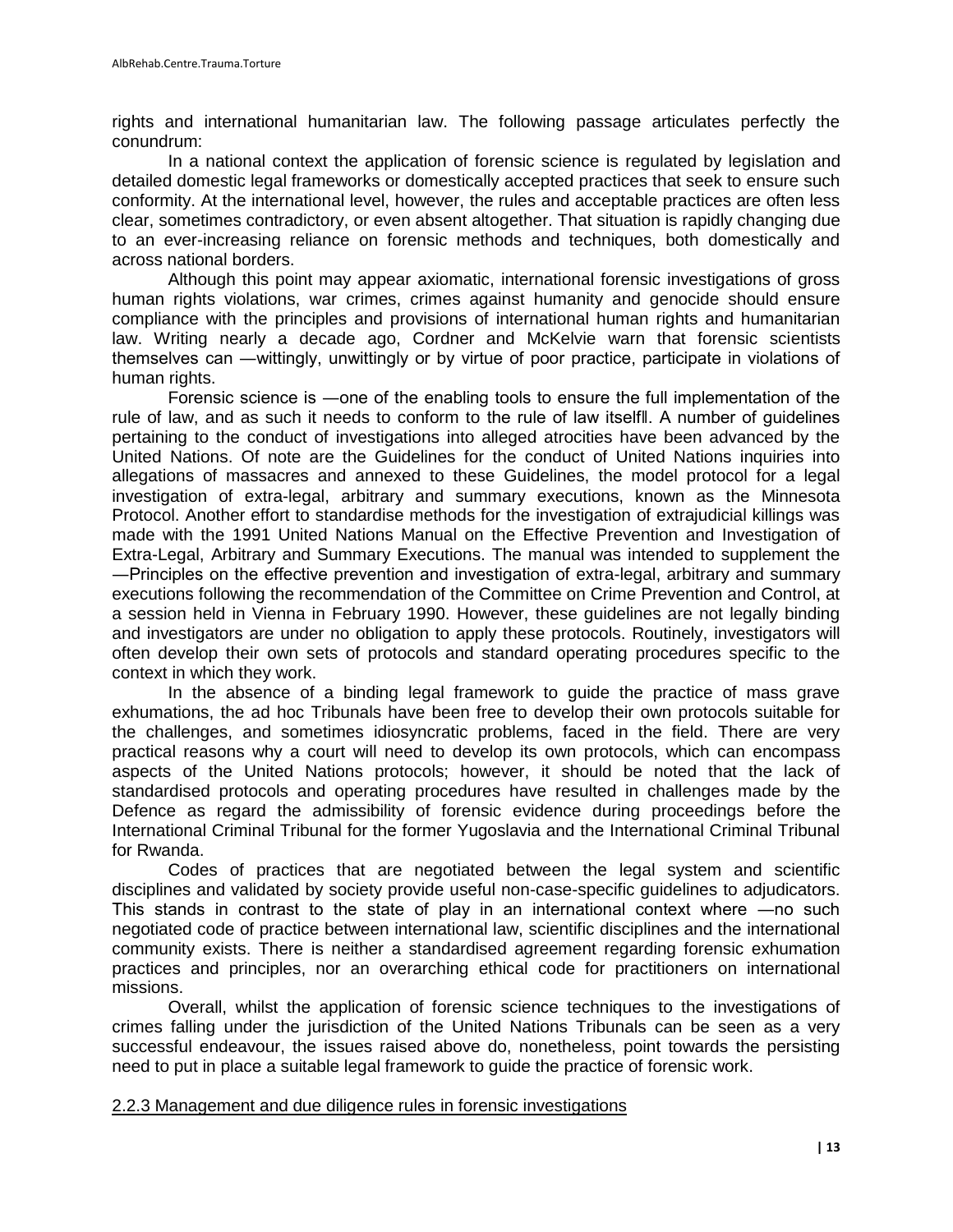rights and international humanitarian law. The following passage articulates perfectly the conundrum:

In a national context the application of forensic science is regulated by legislation and detailed domestic legal frameworks or domestically accepted practices that seek to ensure such conformity. At the international level, however, the rules and acceptable practices are often less clear, sometimes contradictory, or even absent altogether. That situation is rapidly changing due to an ever-increasing reliance on forensic methods and techniques, both domestically and across national borders.

Although this point may appear axiomatic, international forensic investigations of gross human rights violations, war crimes, crimes against humanity and genocide should ensure compliance with the principles and provisions of international human rights and humanitarian law. Writing nearly a decade ago, Cordner and McKelvie warn that forensic scientists themselves can —wittingly, unwittingly or by virtue of poor practice, participate in violations of human rights.

Forensic science is —one of the enabling tools to ensure the full implementation of the rule of law, and as such it needs to conform to the rule of law itself‖. A number of guidelines pertaining to the conduct of investigations into alleged atrocities have been advanced by the United Nations. Of note are the Guidelines for the conduct of United Nations inquiries into allegations of massacres and annexed to these Guidelines, the model protocol for a legal investigation of extra-legal, arbitrary and summary executions, known as the Minnesota Protocol. Another effort to standardise methods for the investigation of extrajudicial killings was made with the 1991 United Nations Manual on the Effective Prevention and Investigation of Extra-Legal, Arbitrary and Summary Executions. The manual was intended to supplement the —Principles on the effective prevention and investigation of extra-legal, arbitrary and summary executions following the recommendation of the Committee on Crime Prevention and Control, at a session held in Vienna in February 1990. However, these guidelines are not legally binding and investigators are under no obligation to apply these protocols. Routinely, investigators will often develop their own sets of protocols and standard operating procedures specific to the context in which they work.

In the absence of a binding legal framework to guide the practice of mass grave exhumations, the ad hoc Tribunals have been free to develop their own protocols suitable for the challenges, and sometimes idiosyncratic problems, faced in the field. There are very practical reasons why a court will need to develop its own protocols, which can encompass aspects of the United Nations protocols; however, it should be noted that the lack of standardised protocols and operating procedures have resulted in challenges made by the Defence as regard the admissibility of forensic evidence during proceedings before the International Criminal Tribunal for the former Yugoslavia and the International Criminal Tribunal for Rwanda.

Codes of practices that are negotiated between the legal system and scientific disciplines and validated by society provide useful non-case-specific guidelines to adjudicators. This stands in contrast to the state of play in an international context where —no such negotiated code of practice between international law, scientific disciplines and the international community exists. There is neither a standardised agreement regarding forensic exhumation practices and principles, nor an overarching ethical code for practitioners on international missions.

Overall, whilst the application of forensic science techniques to the investigations of crimes falling under the jurisdiction of the United Nations Tribunals can be seen as a very successful endeavour, the issues raised above do, nonetheless, point towards the persisting need to put in place a suitable legal framework to guide the practice of forensic work.

### 2.2.3 Management and due diligence rules in forensic investigations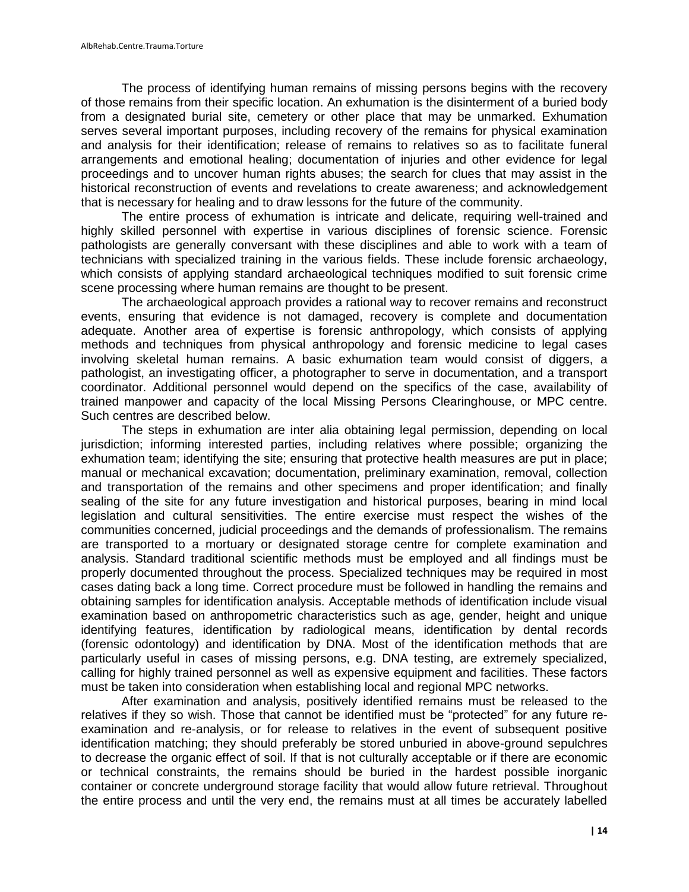The process of identifying human remains of missing persons begins with the recovery of those remains from their specific location. An exhumation is the disinterment of a buried body from a designated burial site, cemetery or other place that may be unmarked. Exhumation serves several important purposes, including recovery of the remains for physical examination and analysis for their identification; release of remains to relatives so as to facilitate funeral arrangements and emotional healing; documentation of injuries and other evidence for legal proceedings and to uncover human rights abuses; the search for clues that may assist in the historical reconstruction of events and revelations to create awareness; and acknowledgement that is necessary for healing and to draw lessons for the future of the community.

The entire process of exhumation is intricate and delicate, requiring well-trained and highly skilled personnel with expertise in various disciplines of forensic science. Forensic pathologists are generally conversant with these disciplines and able to work with a team of technicians with specialized training in the various fields. These include forensic archaeology, which consists of applying standard archaeological techniques modified to suit forensic crime scene processing where human remains are thought to be present.

The archaeological approach provides a rational way to recover remains and reconstruct events, ensuring that evidence is not damaged, recovery is complete and documentation adequate. Another area of expertise is forensic anthropology, which consists of applying methods and techniques from physical anthropology and forensic medicine to legal cases involving skeletal human remains. A basic exhumation team would consist of diggers, a pathologist, an investigating officer, a photographer to serve in documentation, and a transport coordinator. Additional personnel would depend on the specifics of the case, availability of trained manpower and capacity of the local Missing Persons Clearinghouse, or MPC centre. Such centres are described below.

The steps in exhumation are inter alia obtaining legal permission, depending on local jurisdiction; informing interested parties, including relatives where possible; organizing the exhumation team; identifying the site; ensuring that protective health measures are put in place; manual or mechanical excavation; documentation, preliminary examination, removal, collection and transportation of the remains and other specimens and proper identification; and finally sealing of the site for any future investigation and historical purposes, bearing in mind local legislation and cultural sensitivities. The entire exercise must respect the wishes of the communities concerned, judicial proceedings and the demands of professionalism. The remains are transported to a mortuary or designated storage centre for complete examination and analysis. Standard traditional scientific methods must be employed and all findings must be properly documented throughout the process. Specialized techniques may be required in most cases dating back a long time. Correct procedure must be followed in handling the remains and obtaining samples for identification analysis. Acceptable methods of identification include visual examination based on anthropometric characteristics such as age, gender, height and unique identifying features, identification by radiological means, identification by dental records (forensic odontology) and identification by DNA. Most of the identification methods that are particularly useful in cases of missing persons, e.g. DNA testing, are extremely specialized, calling for highly trained personnel as well as expensive equipment and facilities. These factors must be taken into consideration when establishing local and regional MPC networks.

After examination and analysis, positively identified remains must be released to the relatives if they so wish. Those that cannot be identified must be "protected" for any future re-examination and re-analysis, or for release to relatives in the event of subsequent positive identification matching; they should preferably be stored unburied in above-ground sepulchres to decrease the organic effect of soil. If that is not culturally acceptable or if there are economic or technical constraints, the remains should be buried in the hardest possible inorganic container or concrete underground storage facility that would allow future retrieval. Throughout the entire process and until the very end, the remains must at all times be accurately labelled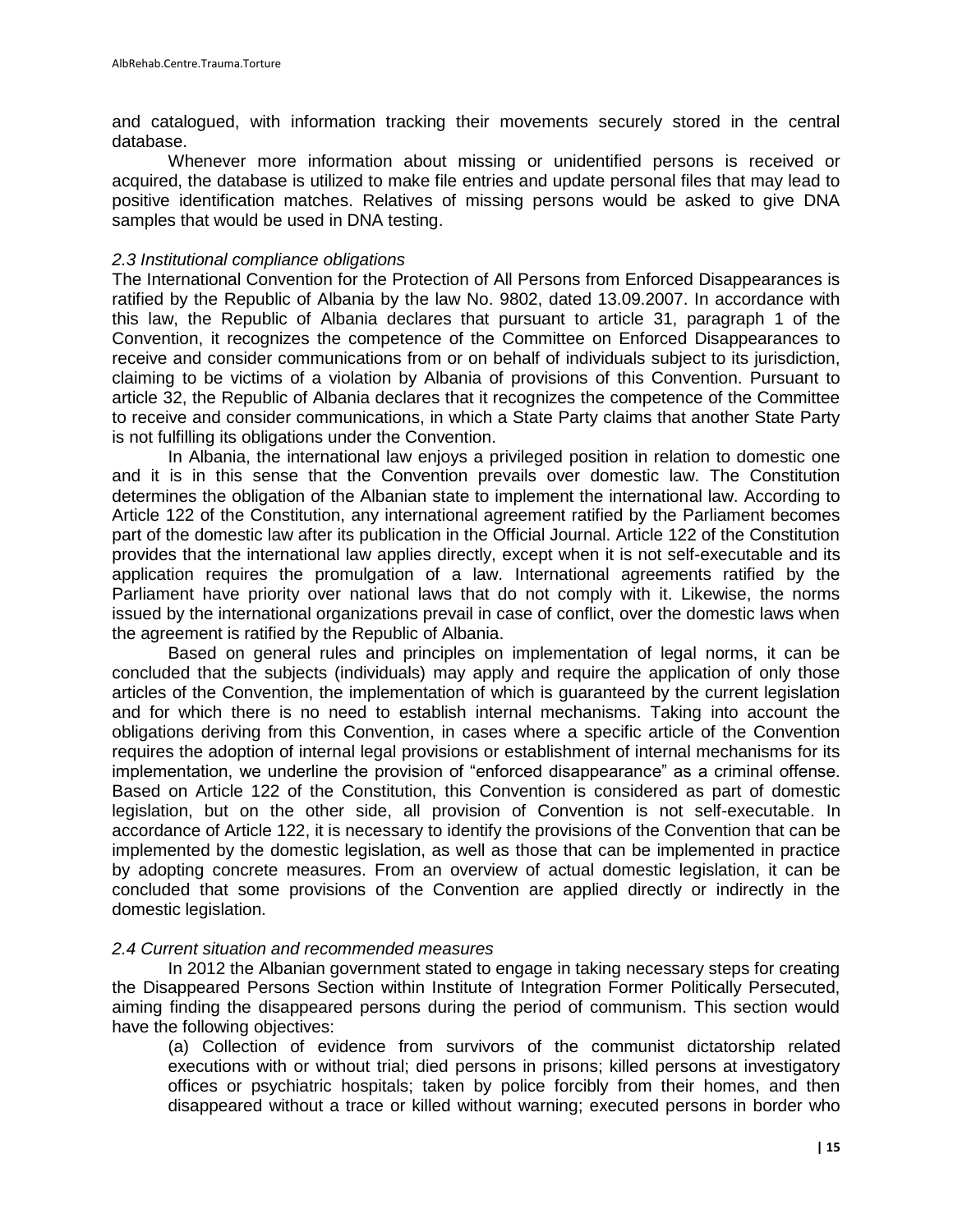and catalogued, with information tracking their movements securely stored in the central database.

Whenever more information about missing or unidentified persons is received or acquired, the database is utilized to make file entries and update personal files that may lead to positive identification matches. Relatives of missing persons would be asked to give DNA samples that would be used in DNA testing.

*2.3 Institutional compliance obligations*

The International Convention for the Protection of All Persons from Enforced Disappearances is ratified by the Republic of Albania by the law No. 9802, dated 13.09.2007. In accordance with this law, the Republic of Albania declares that pursuant to article 31, paragraph 1 of the Convention, it recognizes the competence of the Committee on Enforced Disappearances to receive and consider communications from or on behalf of individuals subject to its jurisdiction, claiming to be victims of a violation by Albania of provisions of this Convention. Pursuant to article 32, the Republic of Albania declares that it recognizes the competence of the Committee to receive and consider communications, in which a State Party claims that another State Party is not fulfilling its obligations under the Convention.

In Albania, the international law enjoys a privileged position in relation to domestic one and it is in this sense that the Convention prevails over domestic law. The Constitution determines the obligation of the Albanian state to implement the international law. According to Article 122 of the Constitution, any international agreement ratified by the Parliament becomes part of the domestic law after its publication in the Official Journal. Article 122 of the Constitution provides that the international law applies directly, except when it is not self-executable and its application requires the promulgation of a law. International agreements ratified by the Parliament have priority over national laws that do not comply with it. Likewise, the norms issued by the international organizations prevail in case of conflict, over the domestic laws when the agreement is ratified by the Republic of Albania.

Based on general rules and principles on implementation of legal norms, it can be concluded that the subjects (individuals) may apply and require the application of only those articles of the Convention, the implementation of which is guaranteed by the current legislation and for which there is no need to establish internal mechanisms. Taking into account the obligations deriving from this Convention, in cases where a specific article of the Convention requires the adoption of internal legal provisions or establishment of internal mechanisms for its implementation, we underline the provision of "enforced disappearance" as a criminal offense. Based on Article 122 of the Constitution, this Convention is considered as part of domestic legislation, but on the other side, all provision of Convention is not self-executable. In accordance of Article 122, it is necessary to identify the provisions of the Convention that can be implemented by the domestic legislation, as well as those that can be implemented in practice by adopting concrete measures. From an overview of actual domestic legislation, it can be concluded that some provisions of the Convention are applied directly or indirectly in the domestic legislation.

*2.4 Current situation and recommended measures*

In 2012 the Albanian government stated to engage in taking necessary steps for creating the Disappeared Persons Section within Institute of Integration Former Politically Persecuted, aiming finding the disappeared persons during the period of communism. This section would have the following objectives:

(a) Collection of evidence from survivors of the communist dictatorship related executions with or without trial; died persons in prisons; killed persons at investigatory offices or psychiatric hospitals; taken by police forcibly from their homes, and then disappeared without a trace or killed without warning; executed persons in border who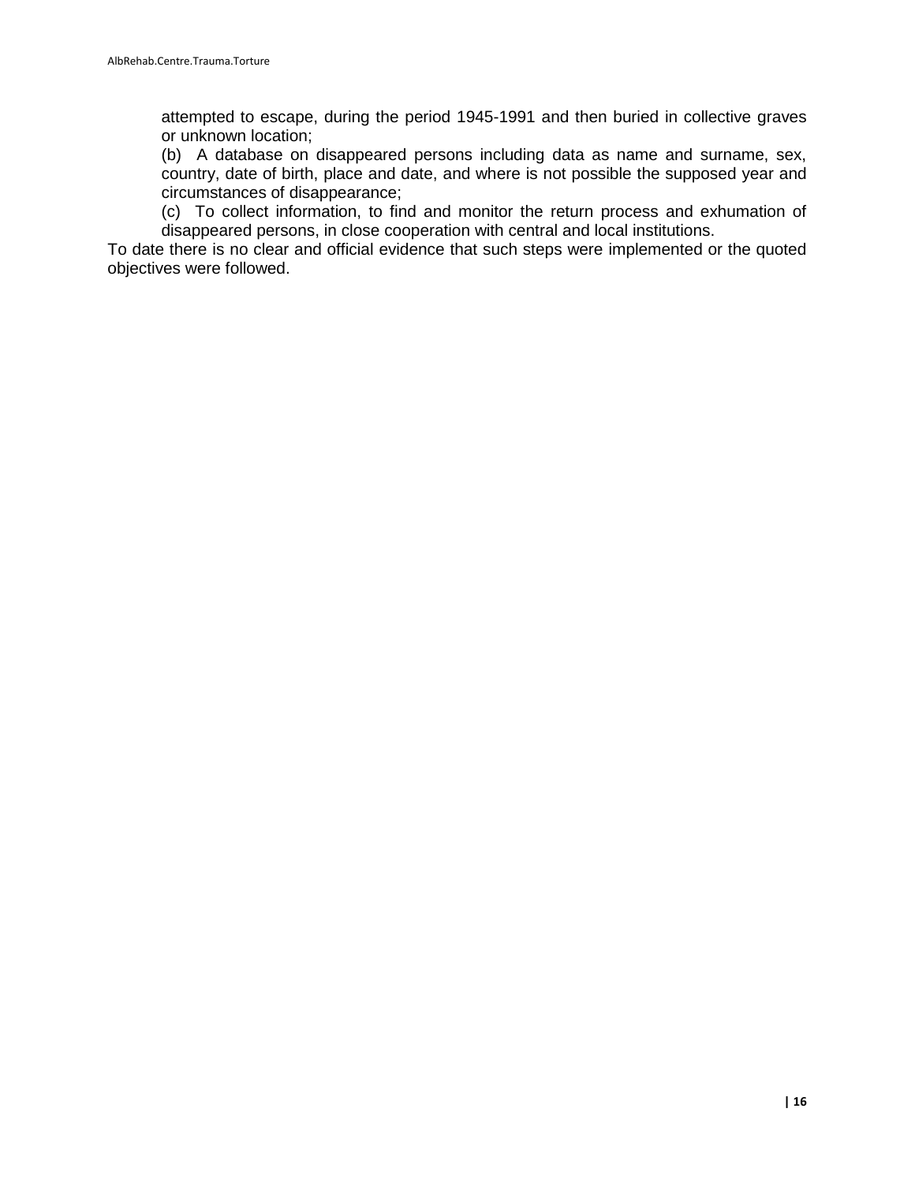attempted to escape, during the period 1945-1991 and then buried in collective graves or unknown location;

(b) A database on disappeared persons including data as name and surname, sex, country, date of birth, place and date, and where is not possible the supposed year and circumstances of disappearance;

(c) To collect information, to find and monitor the return process and exhumation of disappeared persons, in close cooperation with central and local institutions.

To date there is no clear and official evidence that such steps were implemented or the quoted objectives were followed.